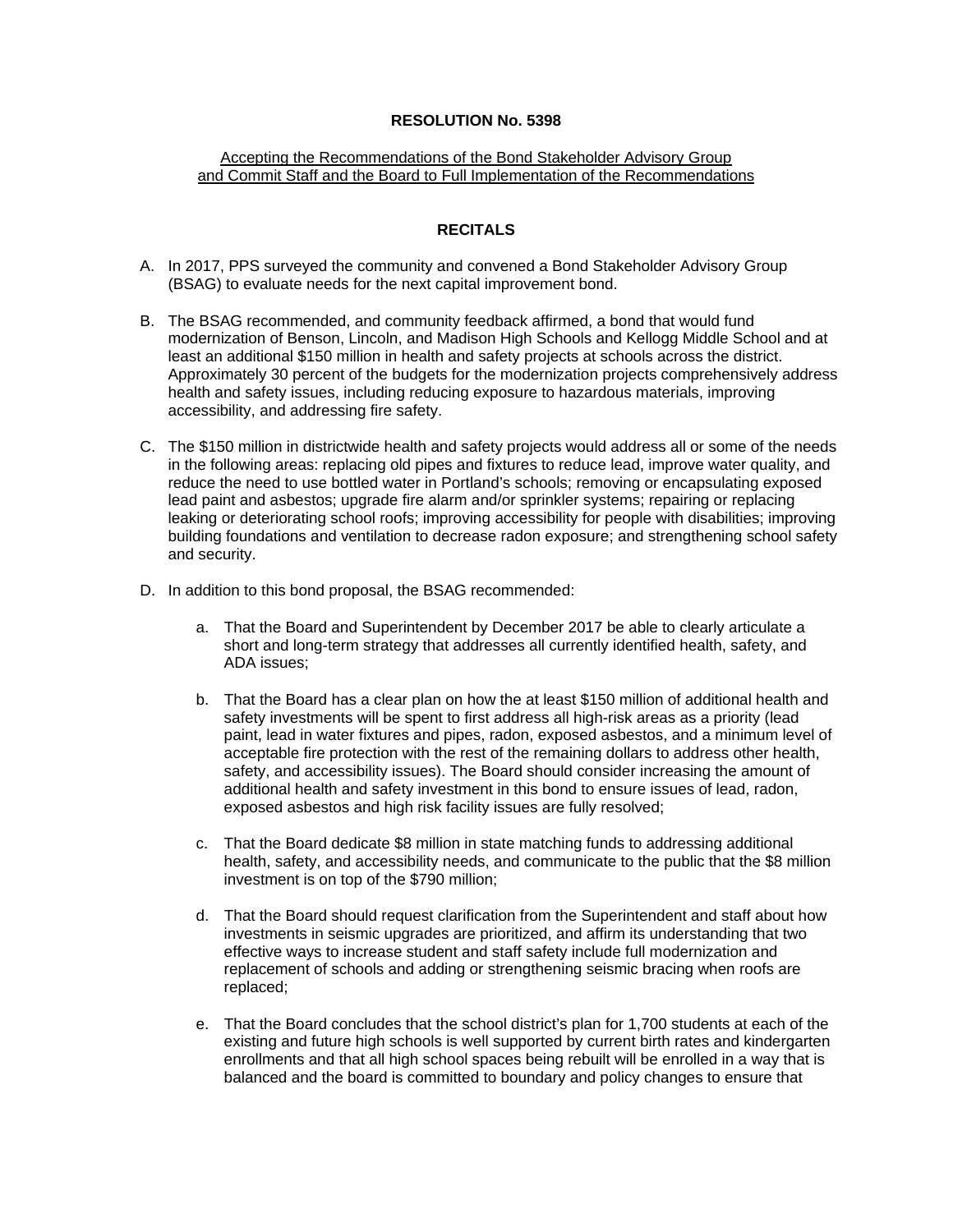**RESOLUTION No. 5398**

Accepting the Recommendations of the Bond Stakeholder Advisory Group and Commit Staff and the Board to Full Implementation of the Recommendations

**RECITALS**

A. In 2017, PPS surveyed the community and convened a Bond Stakeholder Advisory Group (BSAG) to evaluate needs for the next capital improvement bond.

B. The BSAG recommended, and community feedback affirmed, a bond that would fund modernization of Benson, Lincoln, and Madison High Schools and Kellogg Middle School and at least an additional $150 million in health and safety projects at schools across the district. Approximately 30 percent of the budgets for the modernization projects comprehensively address health and safety issues, including reducing exposure to hazardous materials, improving accessibility, and addressing fire safety.

C. The $150 million in districtwide health and safety projects would address all or some of the needs in the following areas: replacing old pipes and fixtures to reduce lead, improve water quality, and reduce the need to use bottled water in Portland's schools; removing or encapsulating exposed lead paint and asbestos; upgrade fire alarm and/or sprinkler systems; repairing or replacing leaking or deteriorating school roofs; improving accessibility for people with disabilities; improving building foundations and ventilation to decrease radon exposure; and strengthening school safety and security.

D. In addition to this bond proposal, the BSAG recommended:

   a. That the Board and Superintendent by December 2017 be able to clearly articulate a short and long-term strategy that addresses all currently identified health, safety, and ADA issues;

   b. That the Board has a clear plan on how the at least $150 million of additional health and safety investments will be spent to first address all high-risk areas as a priority (lead paint, lead in water fixtures and pipes, radon, exposed asbestos, and a minimum level of acceptable fire protection with the rest of the remaining dollars to address other health, safety, and accessibility issues). The Board should consider increasing the amount of additional health and safety investment in this bond to ensure issues of lead, radon, exposed asbestos and high risk facility issues are fully resolved;

   c. That the Board dedicate $8 million in state matching funds to addressing additional health, safety, and accessibility needs, and communicate to the public that the $8 million investment is on top of the $790 million;

   d. That the Board should request clarification from the Superintendent and staff about how investments in seismic upgrades are prioritized, and affirm its understanding that two effective ways to increase student and staff safety include full modernization and replacement of schools and adding or strengthening seismic bracing when roofs are replaced;

   e. That the Board concludes that the school district's plan for 1,700 students at each of the existing and future high schools is well supported by current birth rates and kindergarten enrollments and that all high school spaces being rebuilt will be enrolled in a way that is balanced and the board is committed to boundary and policy changes to ensure that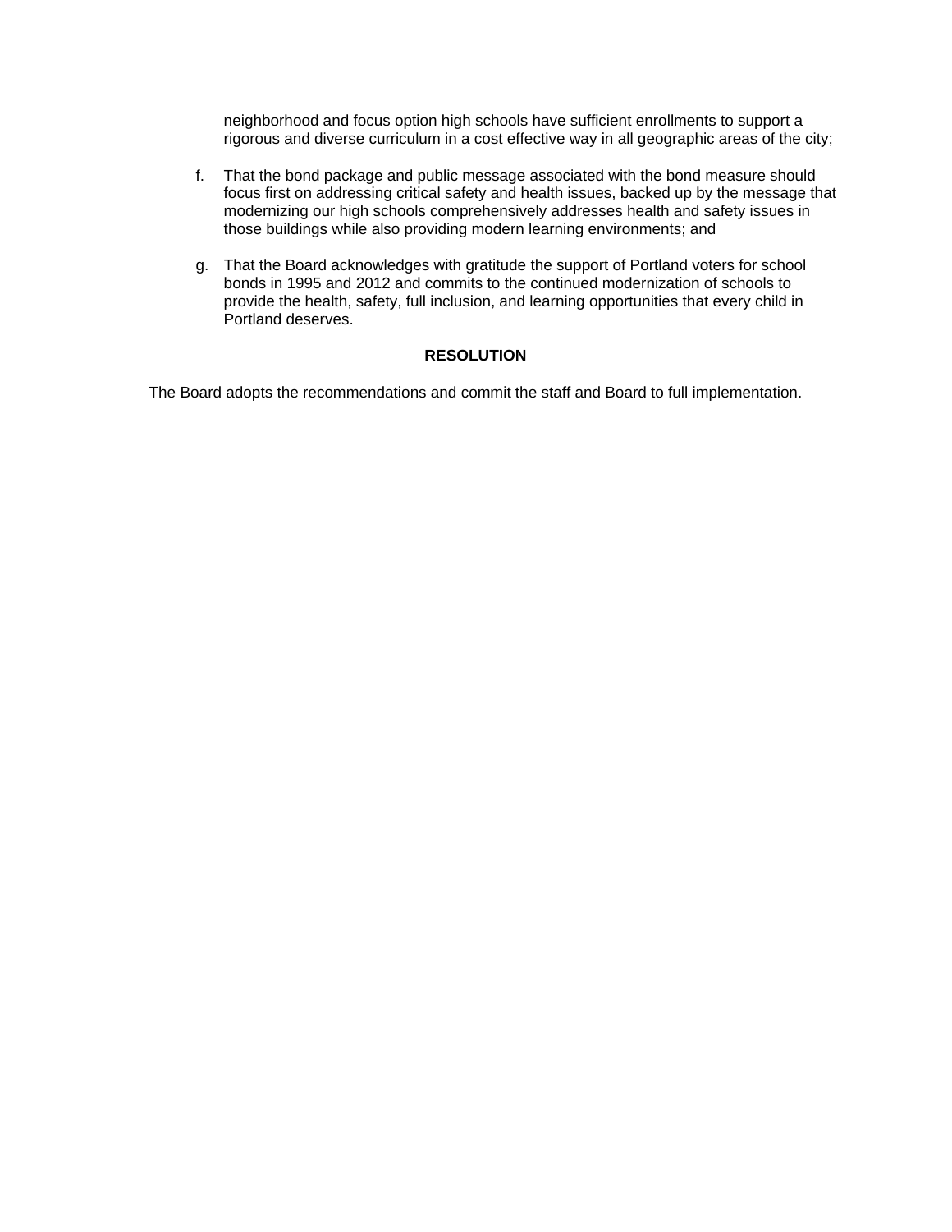neighborhood and focus option high schools have sufficient enrollments to support a rigorous and diverse curriculum in a cost effective way in all geographic areas of the city;

f. That the bond package and public message associated with the bond measure should focus first on addressing critical safety and health issues, backed up by the message that modernizing our high schools comprehensively addresses health and safety issues in those buildings while also providing modern learning environments; and

g. That the Board acknowledges with gratitude the support of Portland voters for school bonds in 1995 and 2012 and commits to the continued modernization of schools to provide the health, safety, full inclusion, and learning opportunities that every child in Portland deserves.

**RESOLUTION**

The Board adopts the recommendations and commit the staff and Board to full implementation.